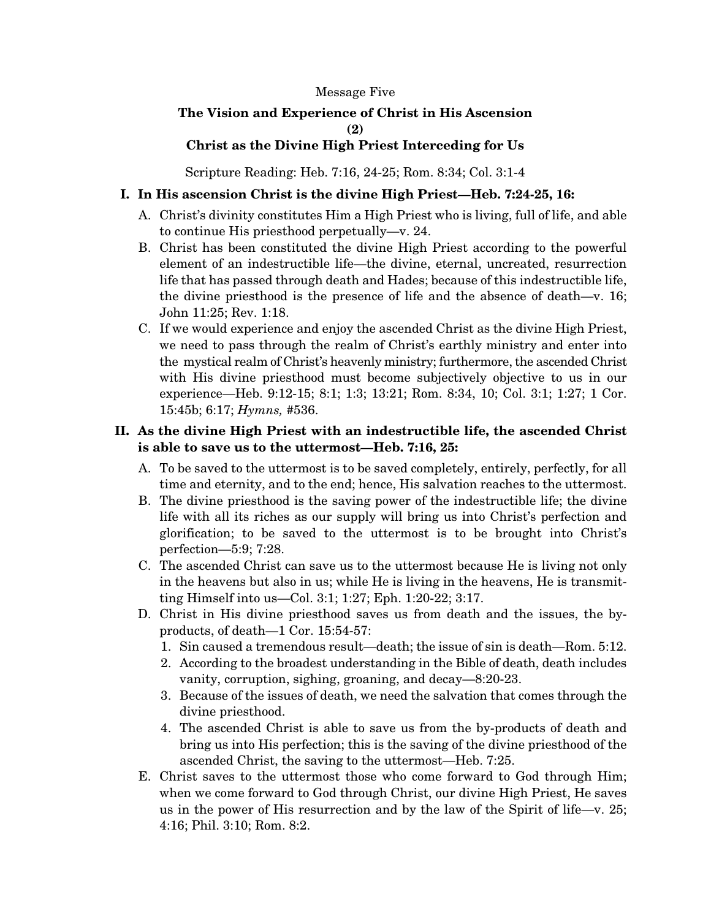Message Five

# The Vision and Experience of Christ in His Ascension
## (2)
## Christ as the Divine High Priest Interceding for Us

Scripture Reading: Heb. 7:16, 24-25; Rom. 8:34; Col. 3:1-4

**I. In His ascension Christ is the divine High Priest—Heb. 7:24-25, 16:**

A. Christ's divinity constitutes Him a High Priest who is living, full of life, and able to continue His priesthood perpetually—v. 24.

B. Christ has been constituted the divine High Priest according to the powerful element of an indestructible life—the divine, eternal, uncreated, resurrection life that has passed through death and Hades; because of this indestructible life, the divine priesthood is the presence of life and the absence of death—v. 16; John 11:25; Rev. 1:18.

C. If we would experience and enjoy the ascended Christ as the divine High Priest, we need to pass through the realm of Christ's earthly ministry and enter into the mystical realm of Christ's heavenly ministry; furthermore, the ascended Christ with His divine priesthood must become subjectively objective to us in our experience—Heb. 9:12-15; 8:1; 1:3; 13:21; Rom. 8:34, 10; Col. 3:1; 1:27; 1 Cor. 15:45b; 6:17; *Hymns,* #536.

**II. As the divine High Priest with an indestructible life, the ascended Christ is able to save us to the uttermost—Heb. 7:16, 25:**

A. To be saved to the uttermost is to be saved completely, entirely, perfectly, for all time and eternity, and to the end; hence, His salvation reaches to the uttermost.

B. The divine priesthood is the saving power of the indestructible life; the divine life with all its riches as our supply will bring us into Christ's perfection and glorification; to be saved to the uttermost is to be brought into Christ's perfection—5:9; 7:28.

C. The ascended Christ can save us to the uttermost because He is living not only in the heavens but also in us; while He is living in the heavens, He is transmitting Himself into us—Col. 3:1; 1:27; Eph. 1:20-22; 3:17.

D. Christ in His divine priesthood saves us from death and the issues, the by-products, of death—1 Cor. 15:54-57:

1. Sin caused a tremendous result—death; the issue of sin is death—Rom. 5:12.
2. According to the broadest understanding in the Bible of death, death includes vanity, corruption, sighing, groaning, and decay—8:20-23.
3. Because of the issues of death, we need the salvation that comes through the divine priesthood.
4. The ascended Christ is able to save us from the by-products of death and bring us into His perfection; this is the saving of the divine priesthood of the ascended Christ, the saving to the uttermost—Heb. 7:25.

E. Christ saves to the uttermost those who come forward to God through Him; when we come forward to God through Christ, our divine High Priest, He saves us in the power of His resurrection and by the law of the Spirit of life—v. 25; 4:16; Phil. 3:10; Rom. 8:2.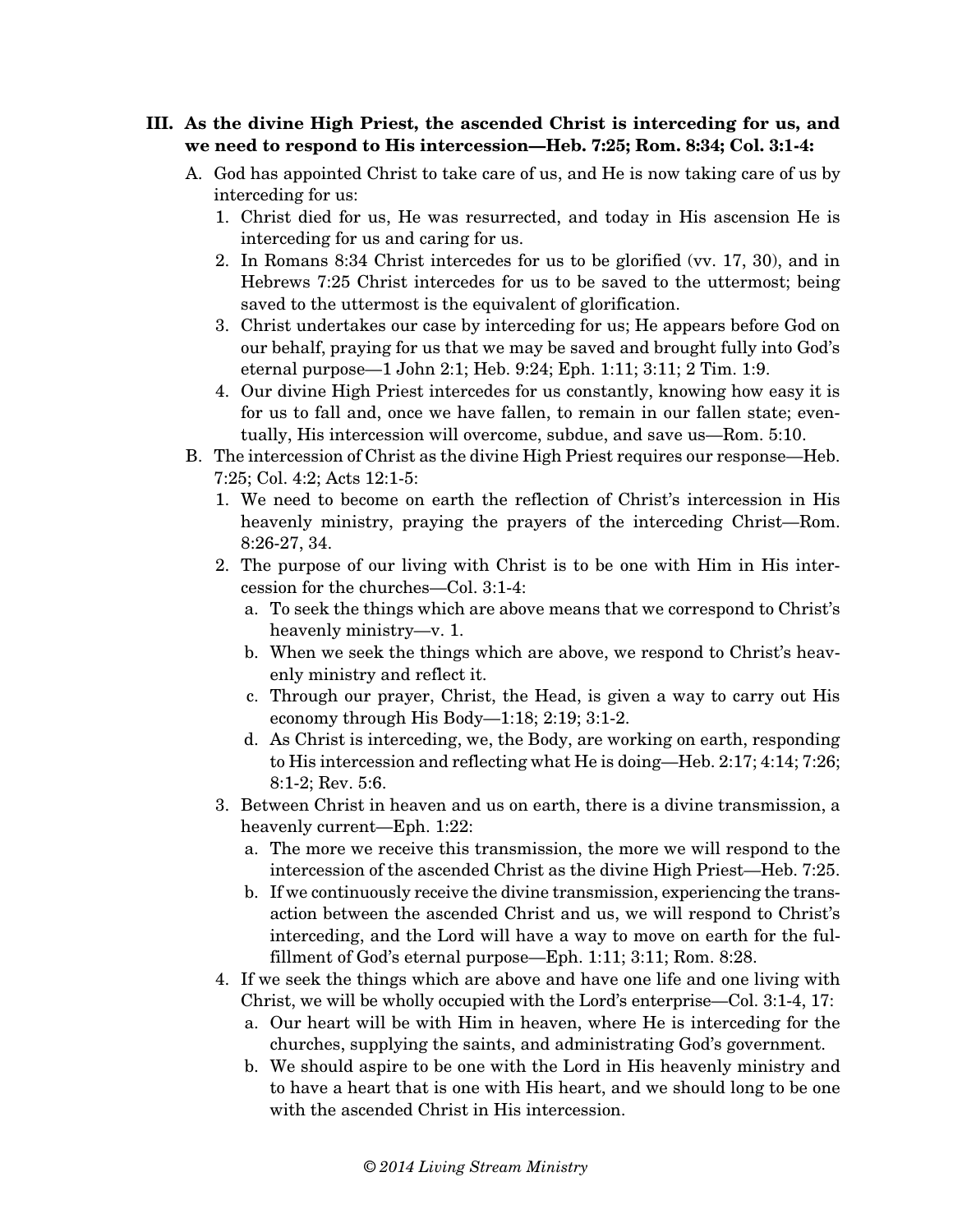**III. As the divine High Priest, the ascended Christ is interceding for us, and we need to respond to His intercession—Heb. 7:25; Rom. 8:34; Col. 3:1-4:**

- A. God has appointed Christ to take care of us, and He is now taking care of us by interceding for us:
  1. Christ died for us, He was resurrected, and today in His ascension He is interceding for us and caring for us.
  2. In Romans 8:34 Christ intercedes for us to be glorified (vv. 17, 30), and in Hebrews 7:25 Christ intercedes for us to be saved to the uttermost; being saved to the uttermost is the equivalent of glorification.
  3. Christ undertakes our case by interceding for us; He appears before God on our behalf, praying for us that we may be saved and brought fully into God's eternal purpose—1 John 2:1; Heb. 9:24; Eph. 1:11; 3:11; 2 Tim. 1:9.
  4. Our divine High Priest intercedes for us constantly, knowing how easy it is for us to fall and, once we have fallen, to remain in our fallen state; eventually, His intercession will overcome, subdue, and save us—Rom. 5:10.
- B. The intercession of Christ as the divine High Priest requires our response—Heb. 7:25; Col. 4:2; Acts 12:1-5:
  1. We need to become on earth the reflection of Christ's intercession in His heavenly ministry, praying the prayers of the interceding Christ—Rom. 8:26-27, 34.
  2. The purpose of our living with Christ is to be one with Him in His intercession for the churches—Col. 3:1-4:
     - a. To seek the things which are above means that we correspond to Christ's heavenly ministry—v. 1.
     - b. When we seek the things which are above, we respond to Christ's heavenly ministry and reflect it.
     - c. Through our prayer, Christ, the Head, is given a way to carry out His economy through His Body—1:18; 2:19; 3:1-2.
     - d. As Christ is interceding, we, the Body, are working on earth, responding to His intercession and reflecting what He is doing—Heb. 2:17; 4:14; 7:26; 8:1-2; Rev. 5:6.
  3. Between Christ in heaven and us on earth, there is a divine transmission, a heavenly current—Eph. 1:22:
     - a. The more we receive this transmission, the more we will respond to the intercession of the ascended Christ as the divine High Priest—Heb. 7:25.
     - b. If we continuously receive the divine transmission, experiencing the transaction between the ascended Christ and us, we will respond to Christ's interceding, and the Lord will have a way to move on earth for the fulfillment of God's eternal purpose—Eph. 1:11; 3:11; Rom. 8:28.
  4. If we seek the things which are above and have one life and one living with Christ, we will be wholly occupied with the Lord's enterprise—Col. 3:1-4, 17:
     - a. Our heart will be with Him in heaven, where He is interceding for the churches, supplying the saints, and administrating God's government.
     - b. We should aspire to be one with the Lord in His heavenly ministry and to have a heart that is one with His heart, and we should long to be one with the ascended Christ in His intercession.

*© 2014 Living Stream Ministry*